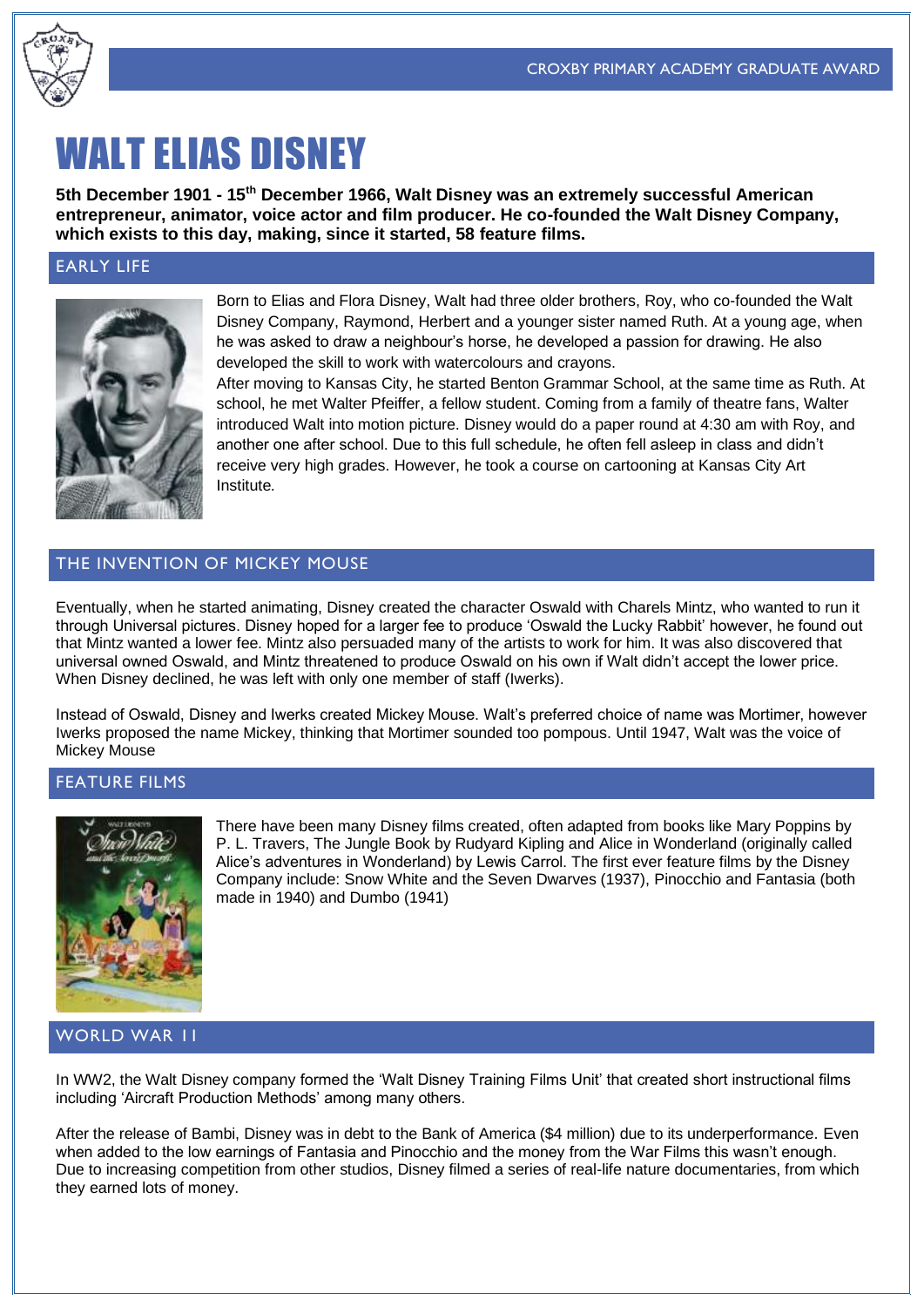CROXBY PRIMARY ACADEMY GRADUATE AWARD

# WALT ELIAS DISNEY

**5th December 1901 - 15th December 1966, Walt Disney was an extremely successful American entrepreneur, animator, voice actor and film producer. He co-founded the Walt Disney Company, which exists to this day, making, since it started, 58 feature films.**

## EARLY LIFE

Born to Elias and Flora Disney, Walt had three older brothers, Roy, who co-founded the Walt Disney Company, Raymond, Herbert and a younger sister named Ruth. At a young age, when he was asked to draw a neighbour's horse, he developed a passion for drawing. He also developed the skill to work with watercolours and crayons.

After moving to Kansas City, he started Benton Grammar School, at the same time as Ruth. At school, he met Walter Pfeiffer, a fellow student. Coming from a family of theatre fans, Walter introduced Walt into motion picture. Disney would do a paper round at 4:30 am with Roy, and another one after school. Due to this full schedule, he often fell asleep in class and didn't receive very high grades. However, he took a course on cartooning at Kansas City Art Institute.

## THE INVENTION OF MICKEY MOUSE

Eventually, when he started animating, Disney created the character Oswald with Charels Mintz, who wanted to run it through Universal pictures. Disney hoped for a larger fee to produce 'Oswald the Lucky Rabbit' however, he found out that Mintz wanted a lower fee. Mintz also persuaded many of the artists to work for him. It was also discovered that universal owned Oswald, and Mintz threatened to produce Oswald on his own if Walt didn't accept the lower price. When Disney declined, he was left with only one member of staff (Iwerks).

Instead of Oswald, Disney and Iwerks created Mickey Mouse. Walt's preferred choice of name was Mortimer, however Iwerks proposed the name Mickey, thinking that Mortimer sounded too pompous. Until 1947, Walt was the voice of Mickey Mouse

## FEATURE FILMS

There have been many Disney films created, often adapted from books like Mary Poppins by P. L. Travers, The Jungle Book by Rudyard Kipling and Alice in Wonderland (originally called Alice's adventures in Wonderland) by Lewis Carrol. The first ever feature films by the Disney Company include: Snow White and the Seven Dwarves (1937), Pinocchio and Fantasia (both made in 1940) and Dumbo (1941)

## WORLD WAR 11

In WW2, the Walt Disney company formed the 'Walt Disney Training Films Unit' that created short instructional films including 'Aircraft Production Methods' among many others.

After the release of Bambi, Disney was in debt to the Bank of America ($4 million) due to its underperformance. Even when added to the low earnings of Fantasia and Pinocchio and the money from the War Films this wasn't enough. Due to increasing competition from other studios, Disney filmed a series of real-life nature documentaries, from which they earned lots of money.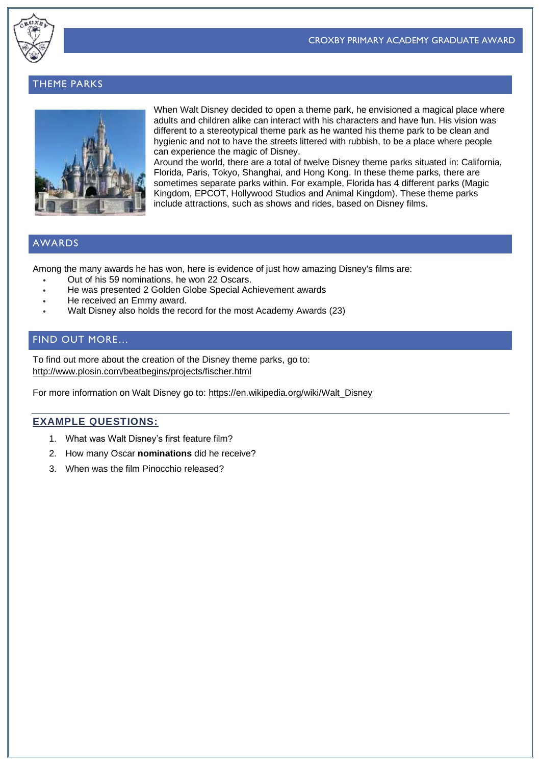## THEME PARKS

When Walt Disney decided to open a theme park, he envisioned a magical place where adults and children alike can interact with his characters and have fun. His vision was different to a stereotypical theme park as he wanted his theme park to be clean and hygienic and not to have the streets littered with rubbish, to be a place where people can experience the magic of Disney.
Around the world, there are a total of twelve Disney theme parks situated in: California, Florida, Paris, Tokyo, Shanghai, and Hong Kong. In these theme parks, there are sometimes separate parks within. For example, Florida has 4 different parks (Magic Kingdom, EPCOT, Hollywood Studios and Animal Kingdom). These theme parks include attractions, such as shows and rides, based on Disney films.

## AWARDS

Among the many awards he has won, here is evidence of just how amazing Disney's films are:

- Out of his 59 nominations, he won 22 Oscars.
- He was presented 2 Golden Globe Special Achievement awards
- He received an Emmy award.
- Walt Disney also holds the record for the most Academy Awards (23)

## FIND OUT MORE…

To find out more about the creation of the Disney theme parks, go to:
http://www.plosin.com/beatbegins/projects/fischer.html

For more information on Walt Disney go to: https://en.wikipedia.org/wiki/Walt_Disney

## EXAMPLE QUESTIONS:

1. What was Walt Disney's first feature film?
2. How many Oscar **nominations** did he receive?
3. When was the film Pinocchio released?